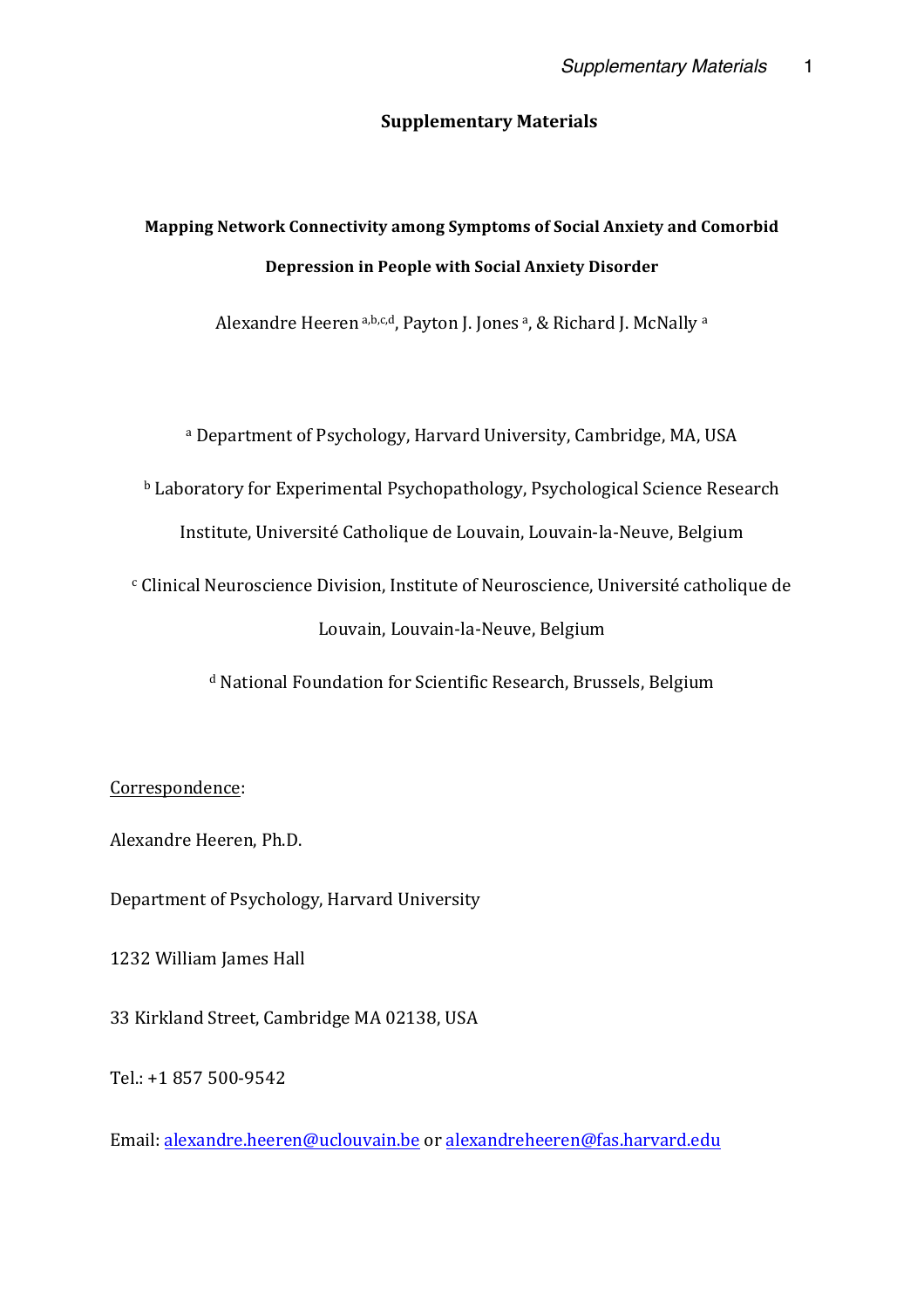# Supplementary Materials

## Mapping Network Connectivity among Symptoms of Social Anxiety and Comorbid Depression in People with Social Anxiety Disorder

Alexandre Heeren [a,b,c,d], Payton J. Jones [a], & Richard J. McNally [a]

[a] Department of Psychology, Harvard University, Cambridge, MA, USA

[b] Laboratory for Experimental Psychopathology, Psychological Science Research Institute, Université Catholique de Louvain, Louvain-la-Neuve, Belgium

[c] Clinical Neuroscience Division, Institute of Neuroscience, Université catholique de Louvain, Louvain-la-Neuve, Belgium

[d] National Foundation for Scientific Research, Brussels, Belgium

Correspondence:

Alexandre Heeren, Ph.D.

Department of Psychology, Harvard University

1232 William James Hall

33 Kirkland Street, Cambridge MA 02138, USA

Tel.: +1 857 500-9542

Email: alexandre.heeren@uclouvain.be or alexandreheeren@fas.harvard.edu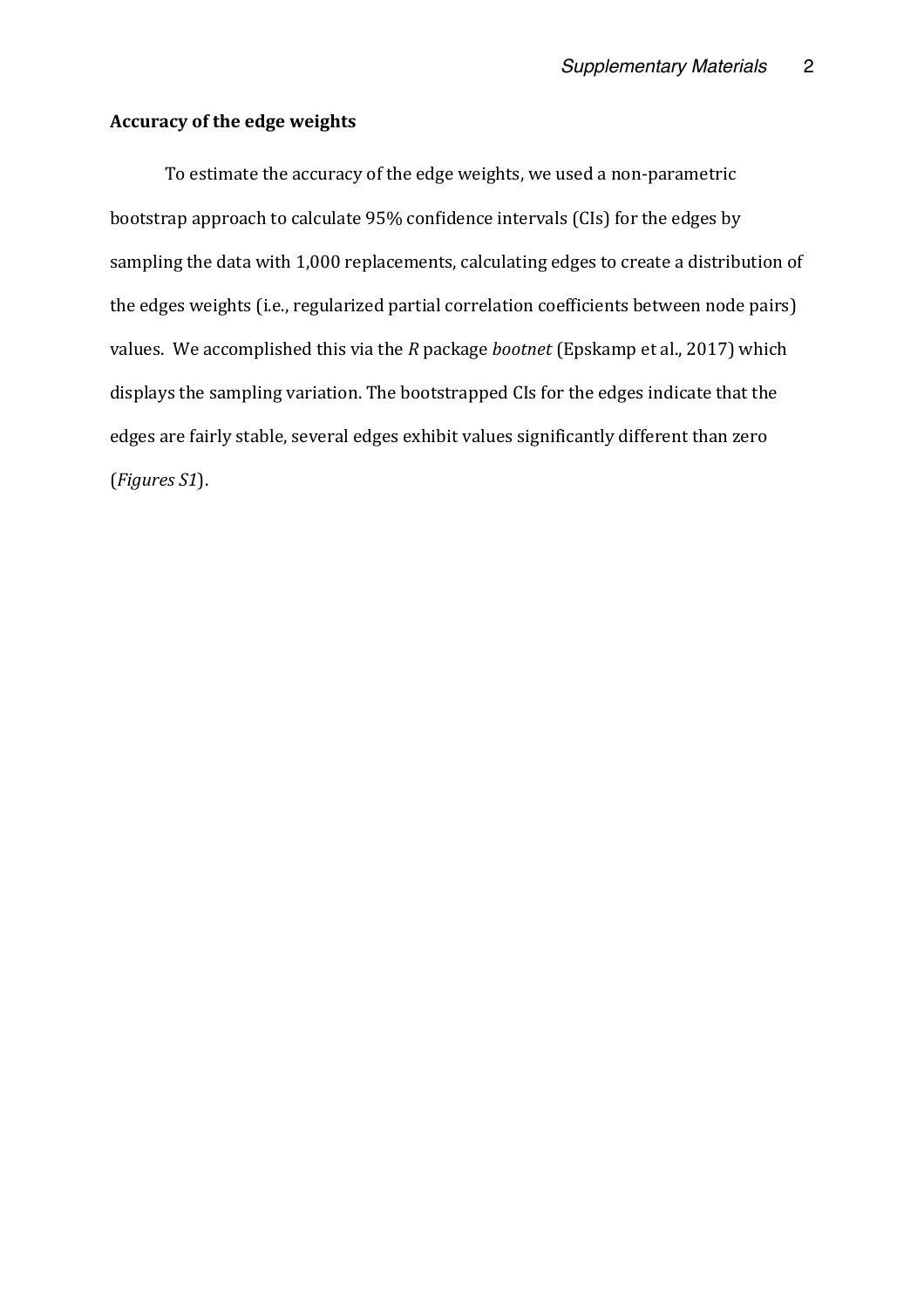**Accuracy of the edge weights**

To estimate the accuracy of the edge weights, we used a non-parametric bootstrap approach to calculate 95% confidence intervals (CIs) for the edges by sampling the data with 1,000 replacements, calculating edges to create a distribution of the edges weights (i.e., regularized partial correlation coefficients between node pairs) values. We accomplished this via the *R* package *bootnet* (Epskamp et al., 2017) which displays the sampling variation. The bootstrapped CIs for the edges indicate that the edges are fairly stable, several edges exhibit values significantly different than zero (*Figures S1*).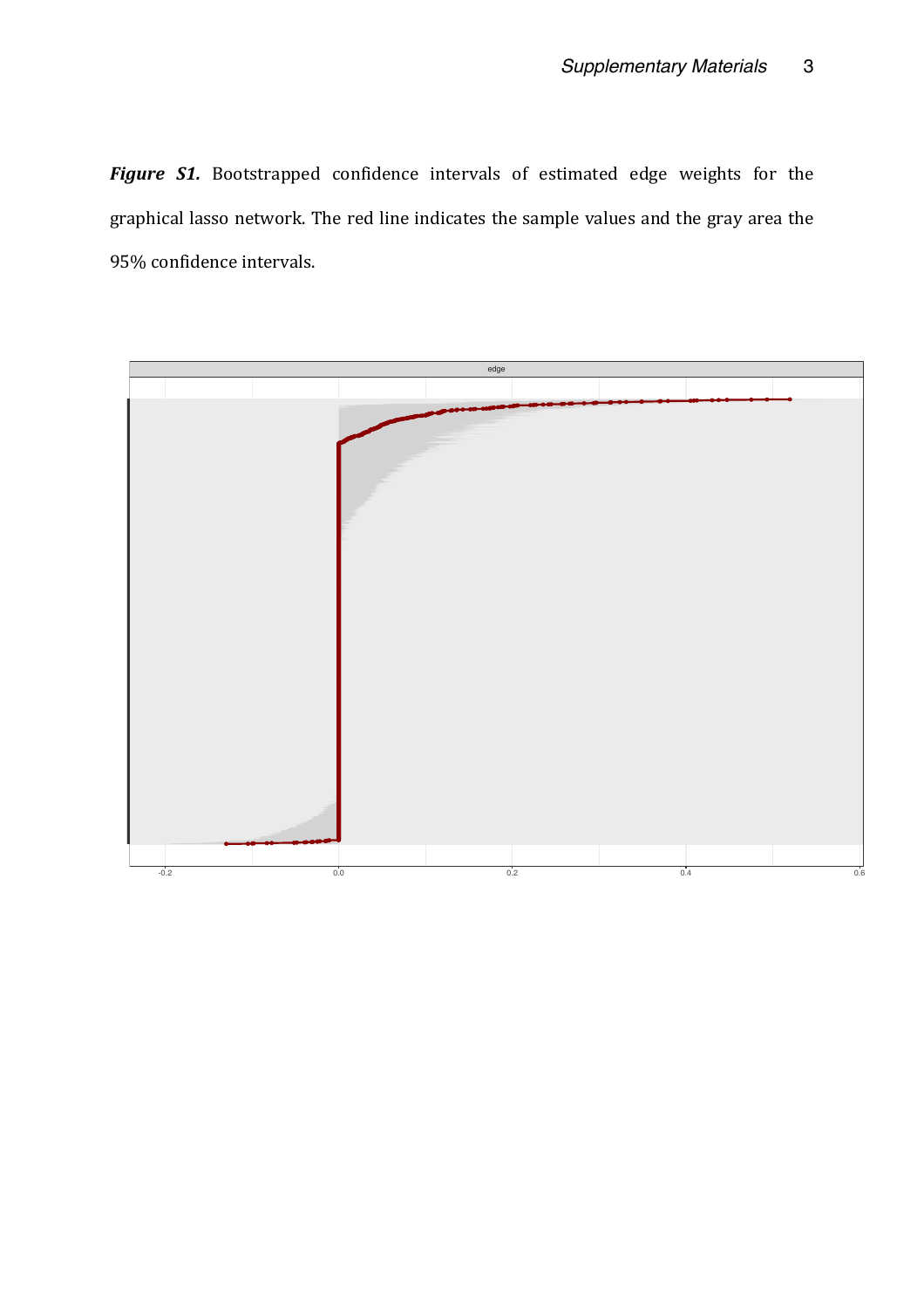***Figure S1.*** Bootstrapped confidence intervals of estimated edge weights for the graphical lasso network. The red line indicates the sample values and the gray area the 95% confidence intervals.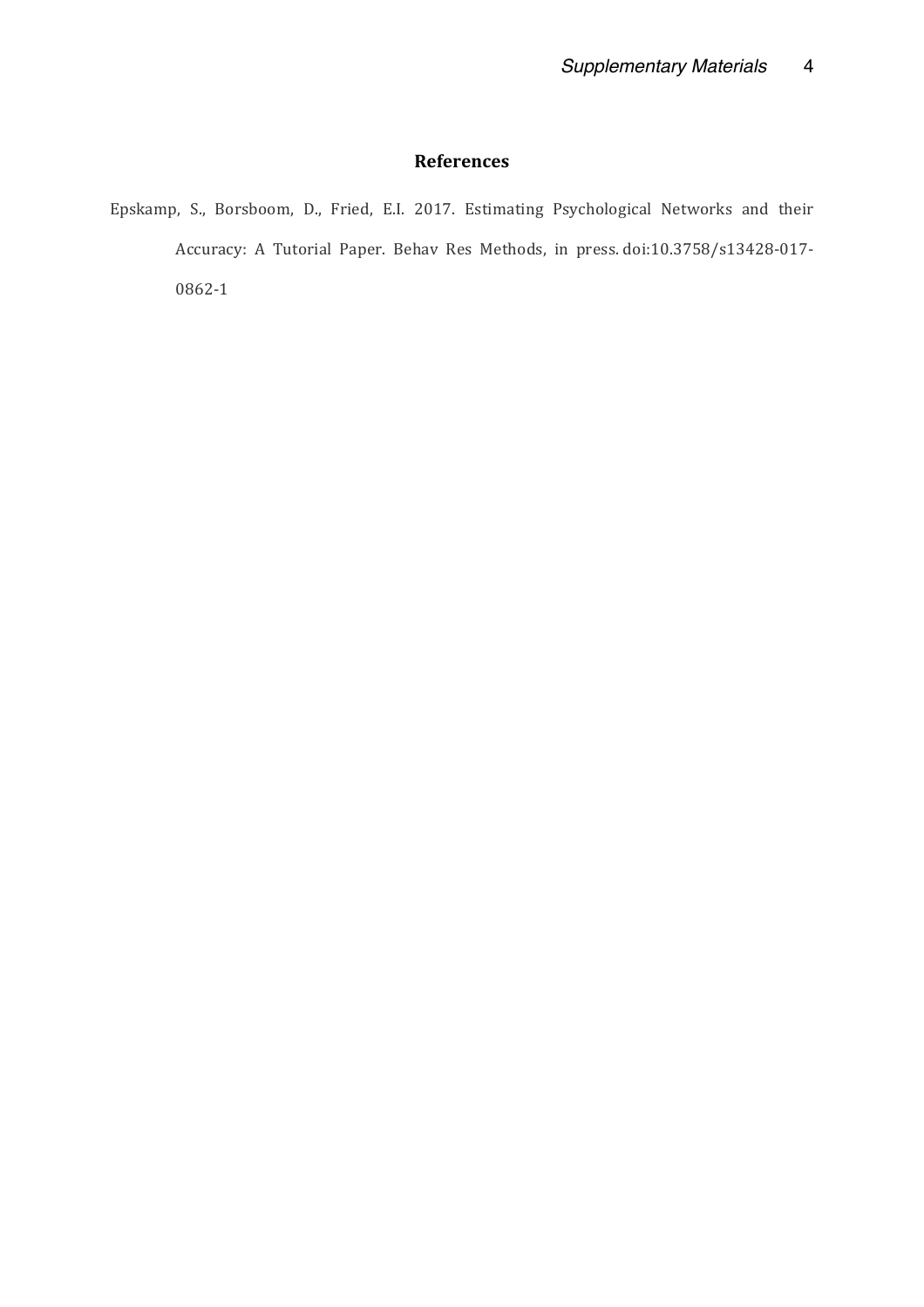# References

Epskamp, S., Borsboom, D., Fried, E.I. 2017. Estimating Psychological Networks and their Accuracy: A Tutorial Paper. Behav Res Methods, in press. doi:10.3758/s13428-017-0862-1